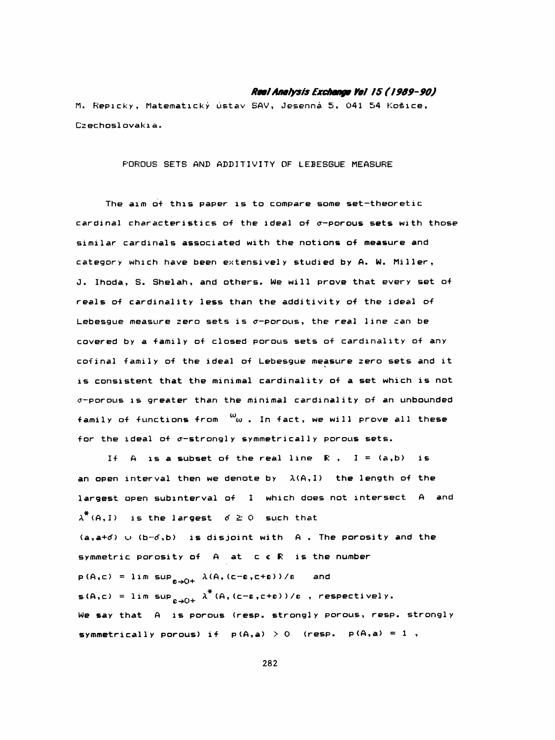M. Repický, Matematický ústav SAV, Jesenná 5, 041 54 Košice, Czechoslovakia.

# POROUS SETS AND ADDITIVITY OF LEBESGUE MEASURE

The aim of this paper is to compare some set-theoretic cardinal characteristics of the ideal of $\sigma$-porous sets with those similar cardinals associated with the notions of measure and category which have been extensively studied by A. W. Miller, J. Ihoda, S. Shelah, and others. We will prove that every set of reals of cardinality less than the additivity of the ideal of Lebesgue measure zero sets is $\sigma$-porous, the real line can be covered by a family of closed porous sets of cardinality of any cofinal family of the ideal of Lebesgue measure zero sets and it is consistent that the minimal cardinality of a set which is not $\sigma$-porous is greater than the minimal cardinality of an unbounded family of functions from ${}^{\omega}\omega$. In fact, we will prove all these for the ideal of $\sigma$-strongly symmetrically porous sets.

If $A$ is a subset of the real line $\mathbb{R}$, $I = (a,b)$ is an open interval then we denote by $\lambda(A,I)$ the length of the largest open subinterval of $I$ which does not intersect $A$ and $\lambda^*(A,I)$ is the largest $\delta \geq 0$ such that $(a,a+\delta) \cup (b-\delta,b)$ is disjoint with $A$. The porosity and the symmetric porosity of $A$ at $c \in \mathbb{R}$ is the number $p(A,c) = \limsup_{\varepsilon\to 0+} \lambda(A,(c-\varepsilon,c+\varepsilon))/\varepsilon$ and $s(A,c) = \limsup_{\varepsilon\to 0+} \lambda^*(A,(c-\varepsilon,c+\varepsilon))/\varepsilon$, respectively. We say that $A$ is porous (resp. strongly porous, resp. strongly symmetrically porous) if $p(A,a) > 0$ (resp. $p(A,a) = 1$,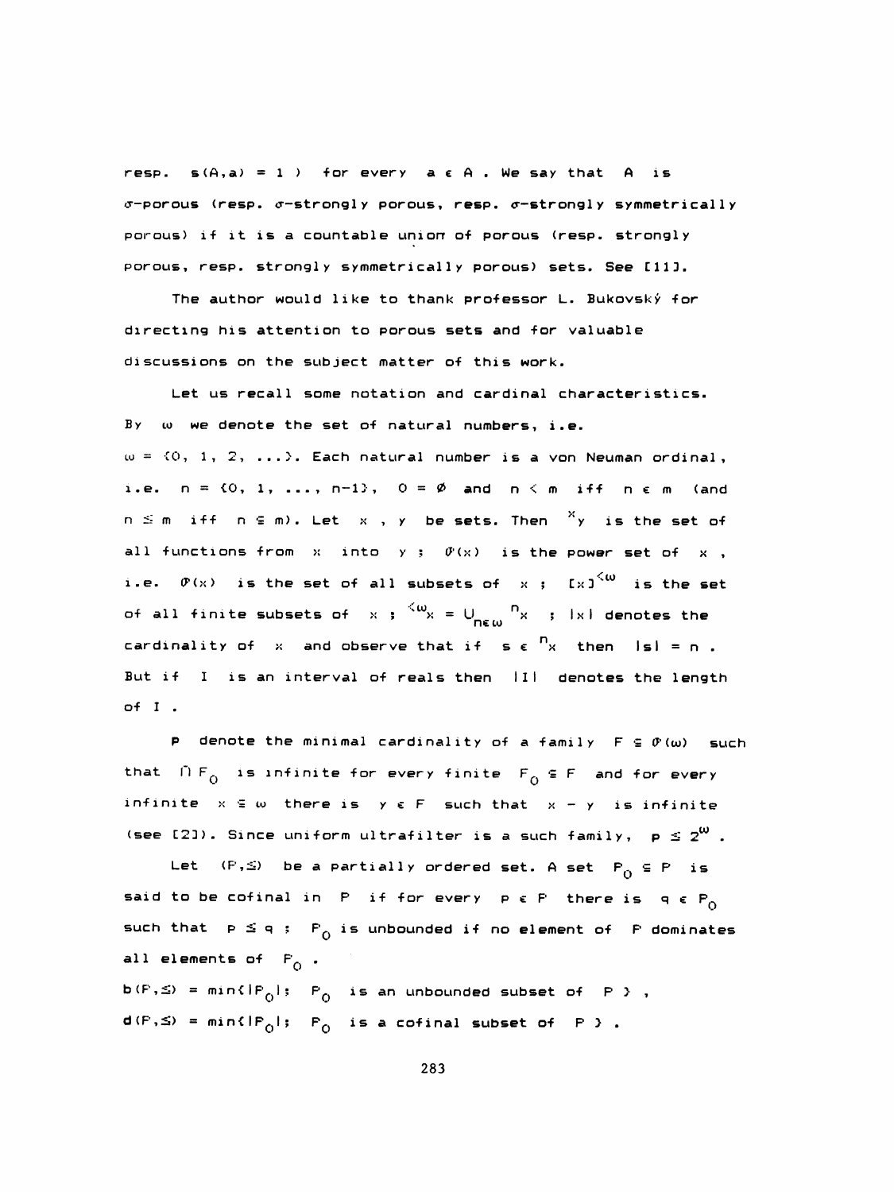resp. $s(A,a) = 1$ ) for every $a \in A$ . We say that $A$ is $\sigma$-porous (resp. $\sigma$-strongly porous, resp. $\sigma$-strongly symmetrically porous) if it is a countable union of porous (resp. strongly porous, resp. strongly symmetrically porous) sets. See [11].

The author would like to thank professor L. Bukovský for directing his attention to porous sets and for valuable discussions on the subject matter of this work.

Let us recall some notation and cardinal characteristics. By $\omega$ we denote the set of natural numbers, i.e. $\omega = \{0, 1, 2, \ldots\}$. Each natural number is a von Neuman ordinal, i.e. $n = \{0, 1, \ldots, n-1\}$, $0 = \emptyset$ and $n < m$ iff $n \in m$ (and $n \leq m$ iff $n \subseteq m$). Let $x$ , $y$ be sets. Then ${}^{x}y$ is the set of all functions from $x$ into $y$ ; $\mathcal{P}(x)$ is the power set of $x$ , i.e. $\mathcal{P}(x)$ is the set of all subsets of $x$ ; $[x]^{<\omega}$ is the set of all finite subsets of $x$ ; ${}^{<\omega}x = \bigcup_{n \in \omega} {}^{n}x$ ; $|x|$ denotes the cardinality of $x$ and observe that if $s \in {}^{n}x$ then $|s| = n$ . But if $I$ is an interval of reals then $|I|$ denotes the length of $I$ .

$\mathfrak{p}$ denote the minimal cardinality of a family $F \subseteq \mathcal{P}(\omega)$ such that $\bigcap F_0$ is infinite for every finite $F_0 \subseteq F$ and for every infinite $x \subseteq \omega$ there is $y \in F$ such that $x - y$ is infinite (see [2]). Since uniform ultrafilter is a such family, $\mathfrak{p} \leq 2^{\omega}$ .

Let $(P,\leq)$ be a partially ordered set. A set $P_0 \subseteq P$ is said to be cofinal in $P$ if for every $p \in P$ there is $q \in P_0$ such that $p \leq q$ ; $P_0$ is unbounded if no element of $P$ dominates all elements of $P_0$ .

$\mathfrak{b}(P,\leq) = \min\{|P_0|;\ P_0 \text{ is an unbounded subset of } P\}$ ,

$\mathfrak{d}(P,\leq) = \min\{|P_0|;\ P_0 \text{ is a cofinal subset of } P\}$ .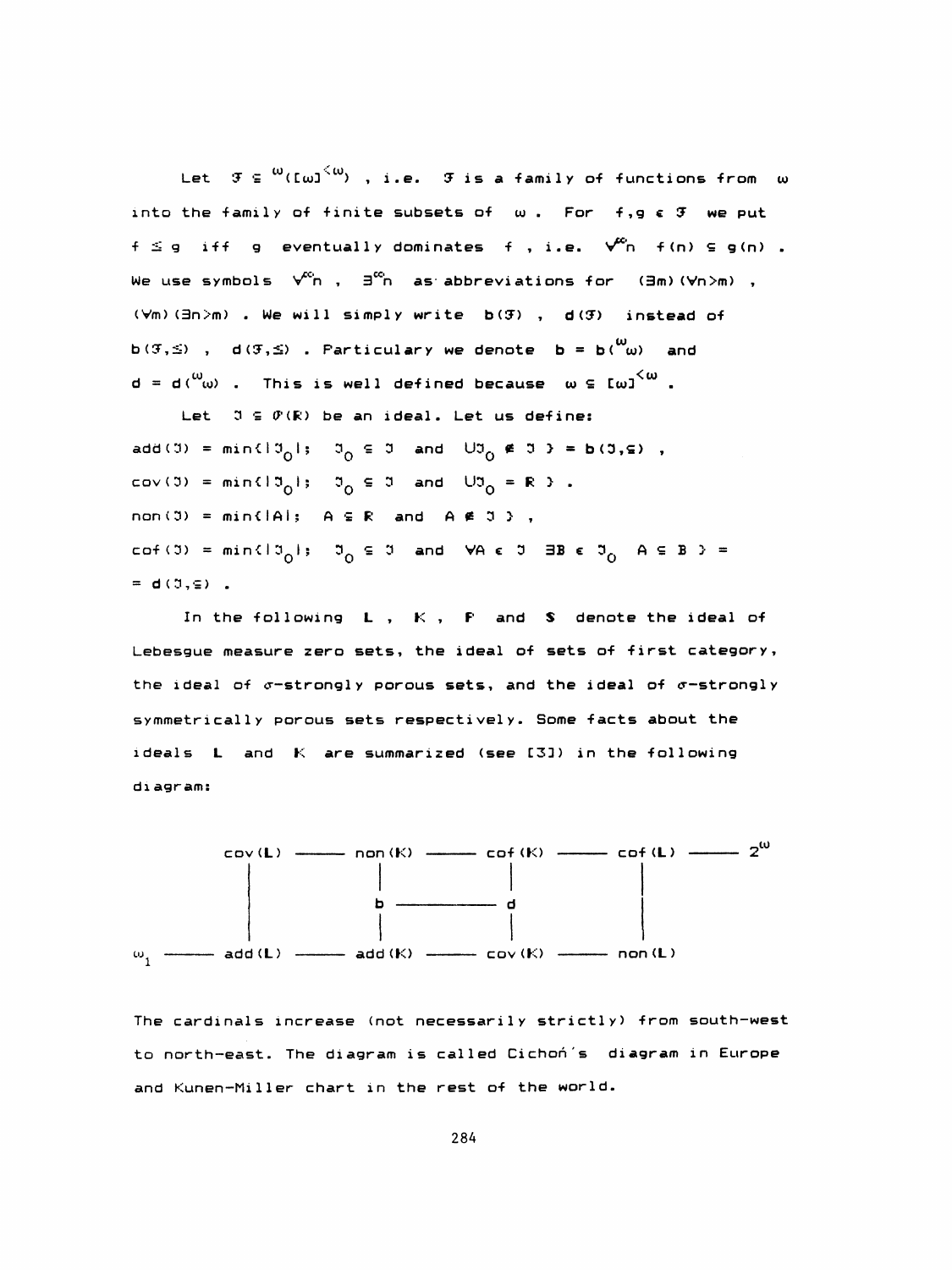Let $\mathcal{F} \subseteq {}^{\omega}([\omega]^{<\omega})$, i.e. $\mathcal{F}$ is a family of functions from $\omega$ into the family of finite subsets of $\omega$. For $f, g \in \mathcal{F}$ we put $f \leq g$ iff $g$ eventually dominates $f$, i.e. $\forall^{\infty} n \; f(n) \subseteq g(n)$. We use symbols $\forall^{\infty} n$, $\exists^{\infty} n$ as abbreviations for $(\exists m)(\forall n > m)$, $(\forall m)(\exists n > m)$. We will simply write $b(\mathcal{F})$, $d(\mathcal{F})$ instead of $b(\mathcal{F}, \leq)$, $d(\mathcal{F}, \leq)$. Particulary we denote $b = b({}^{\omega}\omega)$ and $d = d({}^{\omega}\omega)$. This is well defined because $\omega \subseteq [\omega]^{<\omega}$.

Let $\mathcal{J} \subseteq \mathcal{P}(\mathbb{R})$ be an ideal. Let us define:

$\mathrm{add}(\mathcal{J}) = \min\{|\mathcal{J}_0|;\ \mathcal{J}_0 \subseteq \mathcal{J} \text{ and } \bigcup\mathcal{J}_0 \notin \mathcal{J}\} = b(\mathcal{J}, \subseteq)$,

$\mathrm{cov}(\mathcal{J}) = \min\{|\mathcal{J}_0|;\ \mathcal{J}_0 \subseteq \mathcal{J} \text{ and } \bigcup\mathcal{J}_0 = \mathbb{R}\}$.

$\mathrm{non}(\mathcal{J}) = \min\{|A|;\ A \subseteq \mathbb{R} \text{ and } A \notin \mathcal{J}\}$,

$\mathrm{cof}(\mathcal{J}) = \min\{|\mathcal{J}_0|;\ \mathcal{J}_0 \subseteq \mathcal{J} \text{ and } \forall A \in \mathcal{J}\ \exists B \in \mathcal{J}_0\ A \subseteq B\} =$
$= d(\mathcal{J}, \subseteq)$.

In the following $\mathbb{L}$, $\mathbb{K}$, $\mathbb{P}$ and $\mathbb{S}$ denote the ideal of Lebesgue measure zero sets, the ideal of sets of first category, the ideal of $\sigma$-strongly porous sets, and the ideal of $\sigma$-strongly symmetrically porous sets respectively. Some facts about the ideals $\mathbb{L}$ and $\mathbb{K}$ are summarized (see [3]) in the following diagram:

$$
\begin{array}{ccccccccc}
 & & \mathrm{cov}(\mathbb{L}) & \text{——} & \mathrm{non}(\mathbb{K}) & \text{——} & \mathrm{cof}(\mathbb{K}) & \text{——} & \mathrm{cof}(\mathbb{L}) & \text{——} & 2^{\omega} \\
 & & | & & | & & | & & | & & \\
 & & | & & b & \text{——} & d & & | & & \\
 & & | & & | & & | & & | & & \\
\omega_1 & \text{——} & \mathrm{add}(\mathbb{L}) & \text{——} & \mathrm{add}(\mathbb{K}) & \text{——} & \mathrm{cov}(\mathbb{K}) & \text{——} & \mathrm{non}(\mathbb{L}) & &
\end{array}
$$

The cardinals increase (not necessarily strictly) from south-west to north-east. The diagram is called Cichoń's diagram in Europe and Kunen-Miller chart in the rest of the world.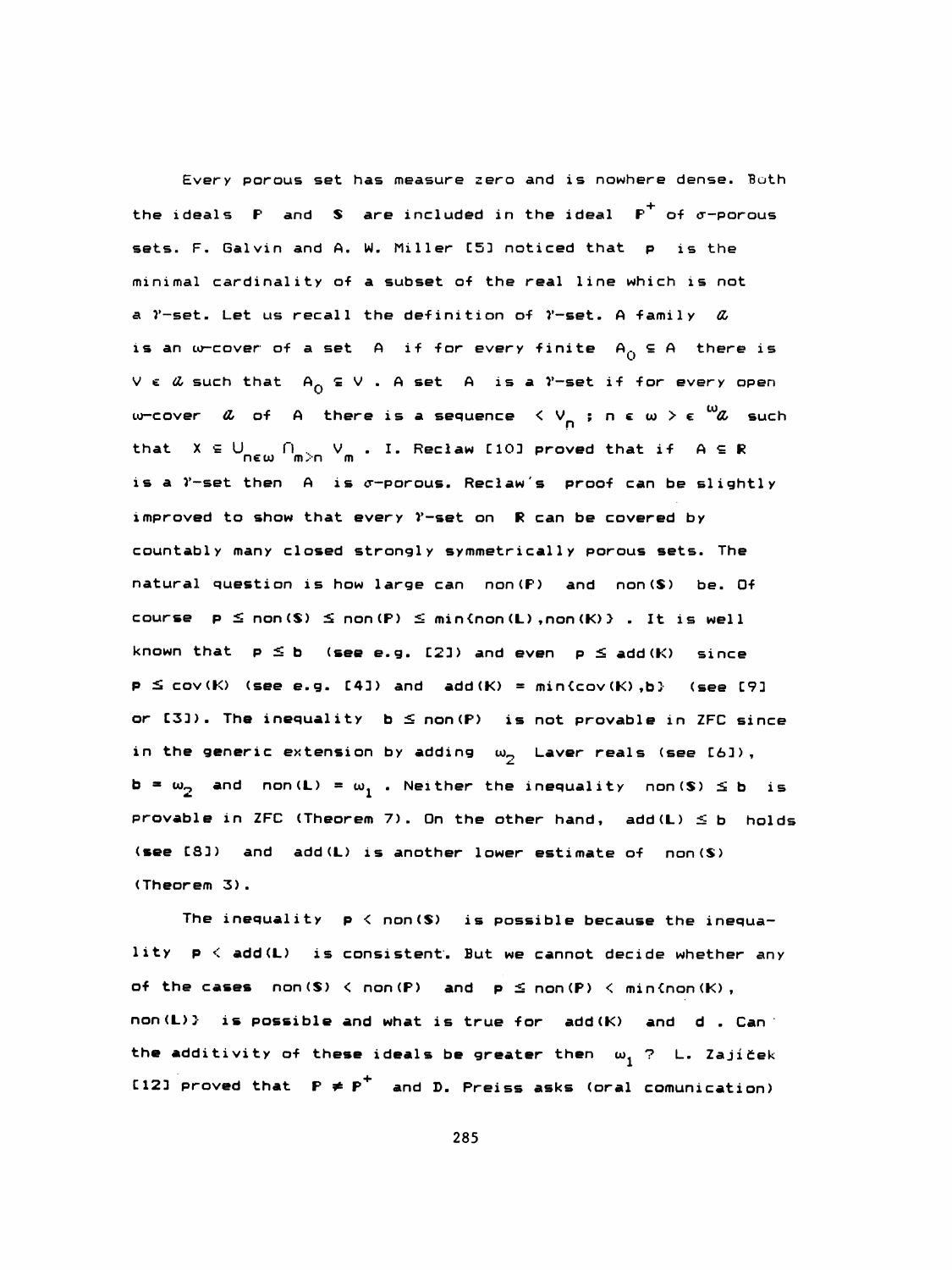Every porous set has measure zero and is nowhere dense. Both the ideals $\mathbb{P}$ and $\mathbb{S}$ are included in the ideal $\mathbb{P}^+$ of $\sigma$-porous sets. F. Galvin and A. W. Miller [5] noticed that $\mathfrak{p}$ is the minimal cardinality of a subset of the real line which is not a $\gamma$-set. Let us recall the definition of $\gamma$-set. A family $\mathcal{A}$ is an $\omega$-cover of a set $A$ if for every finite $A_0 \subseteq A$ there is $V \in \mathcal{A}$ such that $A_0 \subseteq V$. A set $A$ is a $\gamma$-set if for every open $\omega$-cover $\mathcal{A}$ of $A$ there is a sequence $\langle V_n ; n \in \omega \rangle \in {}^{\omega}\mathcal{A}$ such that $X \subseteq \bigcup_{n\in\omega} \bigcap_{m>n} V_m$. I. Recław [10] proved that if $A \subseteq \mathbb{R}$ is a $\gamma$-set then $A$ is $\sigma$-porous. Recław's proof can be slightly improved to show that every $\gamma$-set on $\mathbb{R}$ can be covered by countably many closed strongly symmetrically porous sets. The natural question is how large can $\operatorname{non}(\mathbb{P})$ and $\operatorname{non}(\mathbb{S})$ be. Of course $\mathfrak{p} \le \operatorname{non}(\mathbb{S}) \le \operatorname{non}(\mathbb{P}) \le \min\{\operatorname{non}(\mathbb{L}), \operatorname{non}(\mathbb{K})\}$. It is well known that $\mathfrak{p} \le \mathfrak{b}$ (see e.g. [2]) and even $\mathfrak{p} \le \operatorname{add}(\mathbb{K})$ since $\mathfrak{p} \le \operatorname{cov}(\mathbb{K})$ (see e.g. [4]) and $\operatorname{add}(\mathbb{K}) = \min\{\operatorname{cov}(\mathbb{K}), \mathfrak{b}\}$ (see [9] or [3]). The inequality $\mathfrak{b} \le \operatorname{non}(\mathbb{P})$ is not provable in ZFC since in the generic extension by adding $\omega_2$ Laver reals (see [6]), $\mathfrak{b} = \omega_2$ and $\operatorname{non}(\mathbb{L}) = \omega_1$. Neither the inequality $\operatorname{non}(\mathbb{S}) \le \mathfrak{b}$ is provable in ZFC (Theorem 7). On the other hand, $\operatorname{add}(\mathbb{L}) \le \mathfrak{b}$ holds (see [8]) and $\operatorname{add}(\mathbb{L})$ is another lower estimate of $\operatorname{non}(\mathbb{S})$ (Theorem 3).

The inequality $\mathfrak{p} < \operatorname{non}(\mathbb{S})$ is possible because the inequality $\mathfrak{p} < \operatorname{add}(\mathbb{L})$ is consistent. But we cannot decide whether any of the cases $\operatorname{non}(\mathbb{S}) < \operatorname{non}(\mathbb{P})$ and $\mathfrak{p} \le \operatorname{non}(\mathbb{P}) < \min\{\operatorname{non}(\mathbb{K}), \operatorname{non}(\mathbb{L})\}$ is possible and what is true for $\operatorname{add}(\mathbb{K})$ and $\mathfrak{d}$. Can the additivity of these ideals be greater then $\omega_1$ ? L. Zajíček [12] proved that $\mathbb{P} \ne \mathbb{P}^+$ and D. Preiss asks (oral comunication)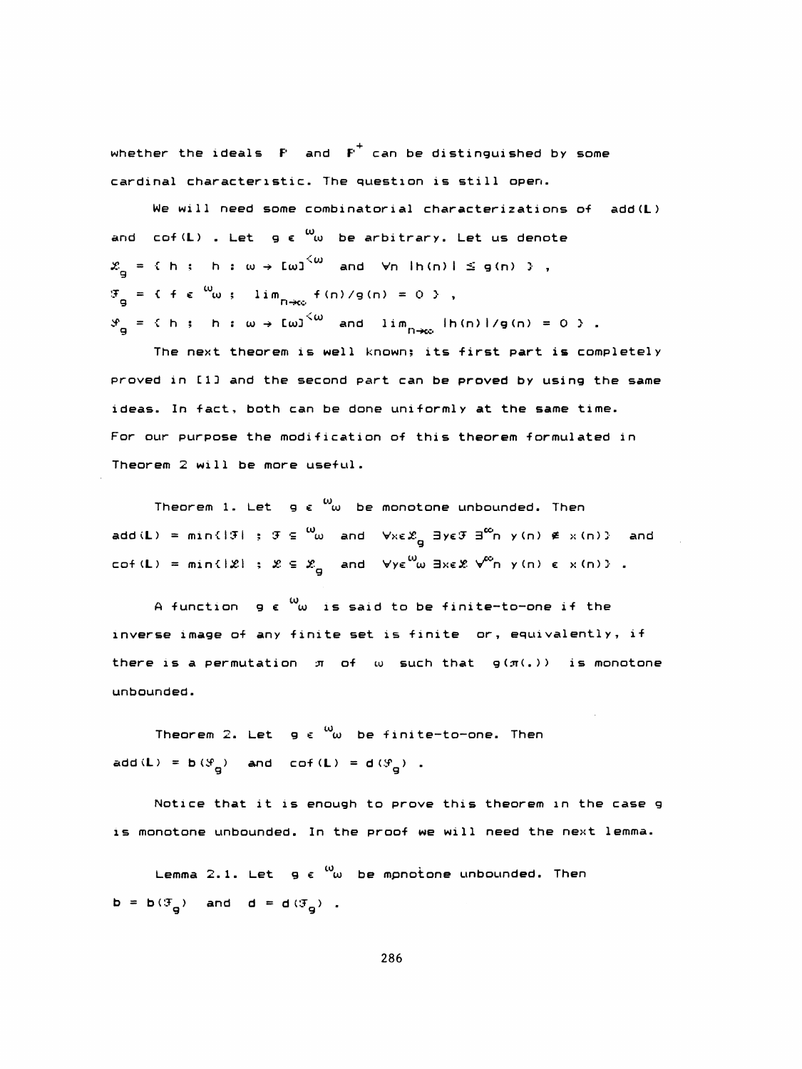whether the ideals $\mathbf{P}$ and $\mathbf{P}^+$ can be distinguished by some cardinal characteristic. The question is still open.

We will need some combinatorial characterizations of $\mathrm{add}(\mathbf{L})$ and $\mathrm{cof}(\mathbf{L})$. Let $g \in {}^{\omega}\omega$ be arbitrary. Let us denote

$\mathcal{X}_g = \{ h : h : \omega \to [\omega]^{<\omega} \text{ and } \forall n \; |h(n)| \leq g(n) \}$,

$\mathcal{F}_g = \{ f \in {}^{\omega}\omega ; \lim_{n\to\infty} f(n)/g(n) = 0 \}$,

$\mathcal{S}_g = \{ h : h : \omega \to [\omega]^{<\omega} \text{ and } \lim_{n\to\infty} |h(n)|/g(n) = 0 \}$.

The next theorem is well known; its first part is completely proved in [1] and the second part can be proved by using the same ideas. In fact, both can be done uniformly at the same time. For our purpose the modification of this theorem formulated in Theorem 2 will be more useful.

Theorem 1. Let $g \in {}^{\omega}\omega$ be monotone unbounded. Then $\mathrm{add}(\mathbf{L}) = \min\{|\mathcal{F}| ; \mathcal{F} \subseteq {}^{\omega}\omega \text{ and } \forall x \in \mathcal{X}_g \; \exists y \in \mathcal{F} \; \exists^{\infty} n \; y(n) \notin x(n)\}$ and $\mathrm{cof}(\mathbf{L}) = \min\{|\mathcal{X}| ; \mathcal{X} \subseteq \mathcal{X}_g \text{ and } \forall y \in {}^{\omega}\omega \; \exists x \in \mathcal{X} \; \forall^{\infty} n \; y(n) \in x(n)\}$.

A function $g \in {}^{\omega}\omega$ is said to be finite-to-one if the inverse image of any finite set is finite or, equivalently, if there is a permutation $\pi$ of $\omega$ such that $g(\pi(.))$ is monotone unbounded.

Theorem 2. Let $g \in {}^{\omega}\omega$ be finite-to-one. Then $\mathrm{add}(\mathbf{L}) = \mathbf{b}(\mathcal{S}_g)$ and $\mathrm{cof}(\mathbf{L}) = \mathbf{d}(\mathcal{S}_g)$.

Notice that it is enough to prove this theorem in the case $g$ is monotone unbounded. In the proof we will need the next lemma.

Lemma 2.1. Let $g \in {}^{\omega}\omega$ be monotone unbounded. Then $\mathbf{b} = \mathbf{b}(\mathcal{F}_g)$ and $\mathbf{d} = \mathbf{d}(\mathcal{F}_g)$.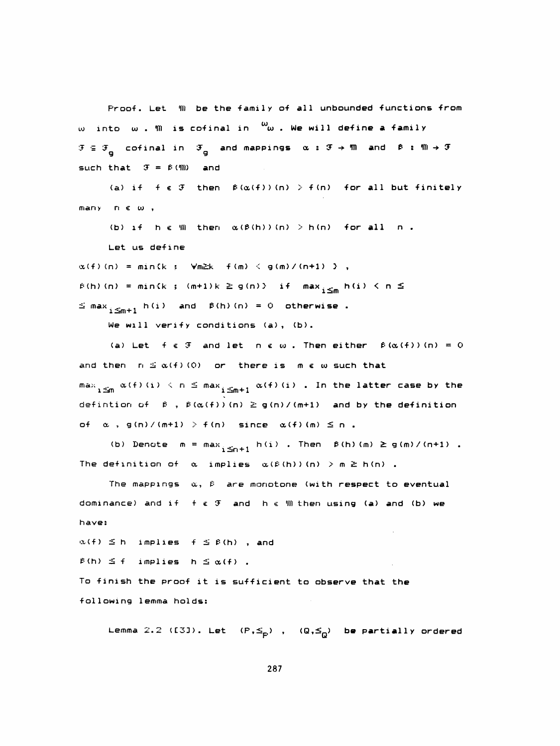Proof. Let $\mathfrak{M}$ be the family of all unbounded functions from $\omega$ into $\omega$. $\mathfrak{M}$ is cofinal in ${}^{\omega}\omega$. We will define a family $\mathcal{F} \subseteq \mathcal{F}_g$ cofinal in $\mathcal{F}_g$ and mappings $\alpha : \mathcal{F} \to \mathfrak{M}$ and $\beta : \mathfrak{M} \to \mathcal{F}$ such that $\mathcal{F} = \beta(\mathfrak{M})$ and

(a) if $f \in \mathcal{F}$ then $\beta(\alpha(f))(n) > f(n)$ for all but finitely many $n \in \omega$,

(b) if $h \in \mathfrak{M}$ then $\alpha(\beta(h))(n) > h(n)$ for all $n$.

Let us define

$\alpha(f)(n) = \min\{k \; : \; \forall m \geq k \;\; f(m) < g(m)/(n+1)\}$,

$\beta(h)(n) = \min\{k \; ; \; (m+1)k \geq g(n)\}$ if $\max_{i \leq m} h(i) < n \leq$ $\leq \max_{i \leq m+1} h(i)$ and $\beta(h)(n) = 0$ otherwise.

We will verify conditions (a), (b).

(a) Let $f \in \mathcal{F}$ and let $n \in \omega$. Then either $\beta(\alpha(f))(n) = 0$ and then $n \leq \alpha(f)(0)$ or there is $m \in \omega$ such that $\max_{i \leq m} \alpha(f)(i) < n \leq \max_{i \leq m+1} \alpha(f)(i)$. In the latter case by the defintion of $\beta$, $\beta(\alpha(f))(n) \geq g(n)/(m+1)$ and by the definition of $\alpha$, $g(n)/(m+1) > f(n)$ since $\alpha(f)(m) \leq n$.

(b) Denote $m = \max_{i \leq n+1} h(i)$. Then $\beta(h)(m) \geq g(m)/(n+1)$. The definition of $\alpha$ implies $\alpha(\beta(h))(n) > m \geq h(n)$.

The mappings $\alpha$, $\beta$ are monotone (with respect to eventual dominance) and if $f \in \mathcal{F}$ and $h \in \mathfrak{M}$ then using (a) and (b) we have:

$\alpha(f) \leq h$ implies $f \leq \beta(h)$, and

$\beta(h) \leq f$ implies $h \leq \alpha(f)$.

To finish the proof it is sufficient to observe that the following lemma holds:

Lemma 2.2 ([3]). Let $(P, \leq_P)$, $(Q, \leq_Q)$ be partially ordered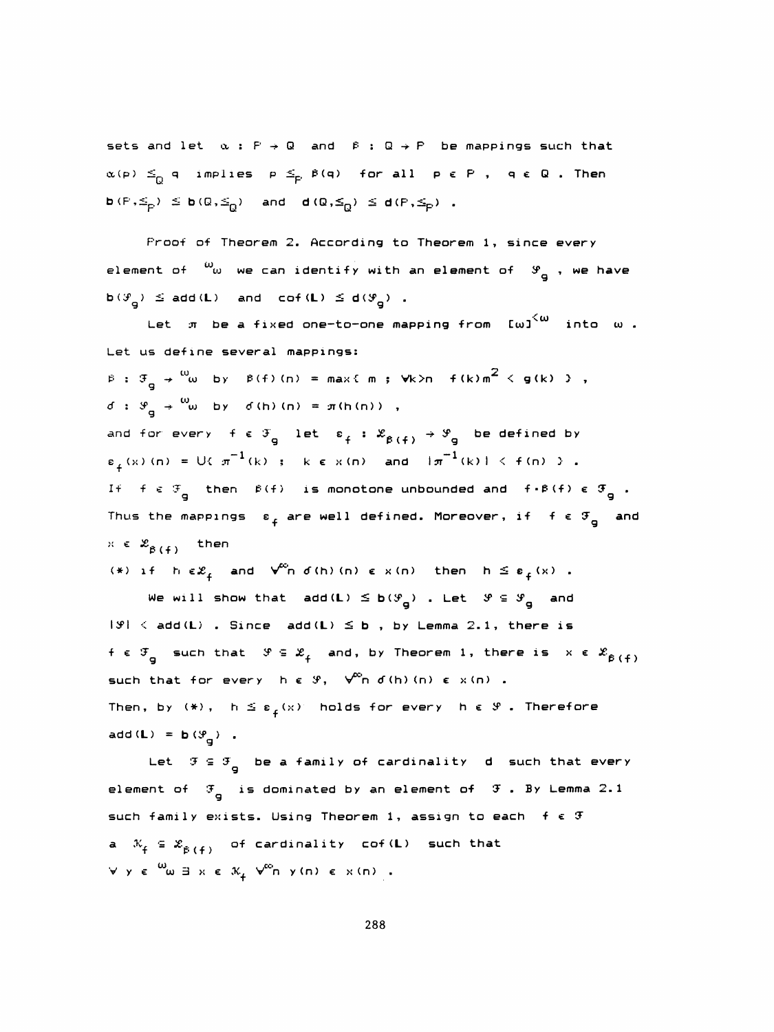sets and let $\alpha : P \to Q$ and $\beta : Q \to P$ be mappings such that $\alpha(p) \leq_Q q$ implies $p \leq_P \beta(q)$ for all $p \in P$, $q \in Q$. Then $\mathbf{b}(P, \leq_P) \leq \mathbf{b}(Q, \leq_Q)$ and $\mathbf{d}(Q, \leq_Q) \leq \mathbf{d}(P, \leq_P)$.

Proof of Theorem 2. According to Theorem 1, since every element of ${}^{\omega}\omega$ we can identify with an element of $\mathcal{S}_g$, we have $\mathbf{b}(\mathcal{S}_g) \leq \mathrm{add}(\mathbf{L})$ and $\mathrm{cof}(\mathbf{L}) \leq \mathbf{d}(\mathcal{S}_g)$.

Let $\pi$ be a fixed one-to-one mapping from $[\omega]^{<\omega}$ into $\omega$. Let us define several mappings:

$\beta : \mathcal{F}_g \to {}^{\omega}\omega$ by $\beta(f)(n) = \max\{ m ; \forall k > n \ \ f(k)m^2 < g(k) \}$,

$\delta : \mathcal{S}_g \to {}^{\omega}\omega$ by $\delta(h)(n) = \pi(h(n))$,

and for every $f \in \mathcal{F}_g$ let $\varepsilon_f : \mathcal{L}_{\beta(f)} \to \mathcal{S}_g$ be defined by $\varepsilon_f(x)(n) = \bigcup\{ \pi^{-1}(k) ; k \in x(n) \text{ and } |\pi^{-1}(k)| < f(n) \}$.

If $f \in \mathcal{F}_g$ then $\beta(f)$ is monotone unbounded and $f \cdot \beta(f) \in \mathcal{F}_g$. Thus the mappings $\varepsilon_f$ are well defined. Moreover, if $f \in \mathcal{F}_g$ and $x \in \mathcal{L}_{\beta(f)}$ then

(\*) if $h \in \mathcal{L}_f$ and $\forall^{\infty} n \ \delta(h)(n) \in x(n)$ then $h \leq \varepsilon_f(x)$.

We will show that $\mathrm{add}(\mathbf{L}) \leq \mathbf{b}(\mathcal{S}_g)$. Let $\mathcal{S} \subseteq \mathcal{S}_g$ and $|\mathcal{S}| < \mathrm{add}(\mathbf{L})$. Since $\mathrm{add}(\mathbf{L}) \leq \mathbf{b}$, by Lemma 2.1, there is $f \in \mathcal{F}_g$ such that $\mathcal{S} \subseteq \mathcal{L}_f$ and, by Theorem 1, there is $x \in \mathcal{L}_{\beta(f)}$ such that for every $h \in \mathcal{S}$, $\forall^{\infty} n \ \delta(h)(n) \in x(n)$. Then, by (\*), $h \leq \varepsilon_f(x)$ holds for every $h \in \mathcal{S}$. Therefore $\mathrm{add}(\mathbf{L}) = \mathbf{b}(\mathcal{S}_g)$.

Let $\mathcal{F} \subseteq \mathcal{F}_g$ be a family of cardinality $\mathbf{d}$ such that every element of $\mathcal{F}_g$ is dominated by an element of $\mathcal{F}$. By Lemma 2.1 such family exists. Using Theorem 1, assign to each $f \in \mathcal{F}$ a $\mathcal{K}_f \subseteq \mathcal{L}_{\beta(f)}$ of cardinality $\mathrm{cof}(\mathbf{L})$ such that $\forall y \in {}^{\omega}\omega \ \exists x \in \mathcal{K}_f \ \forall^{\infty} n \ y(n) \in x(n)$.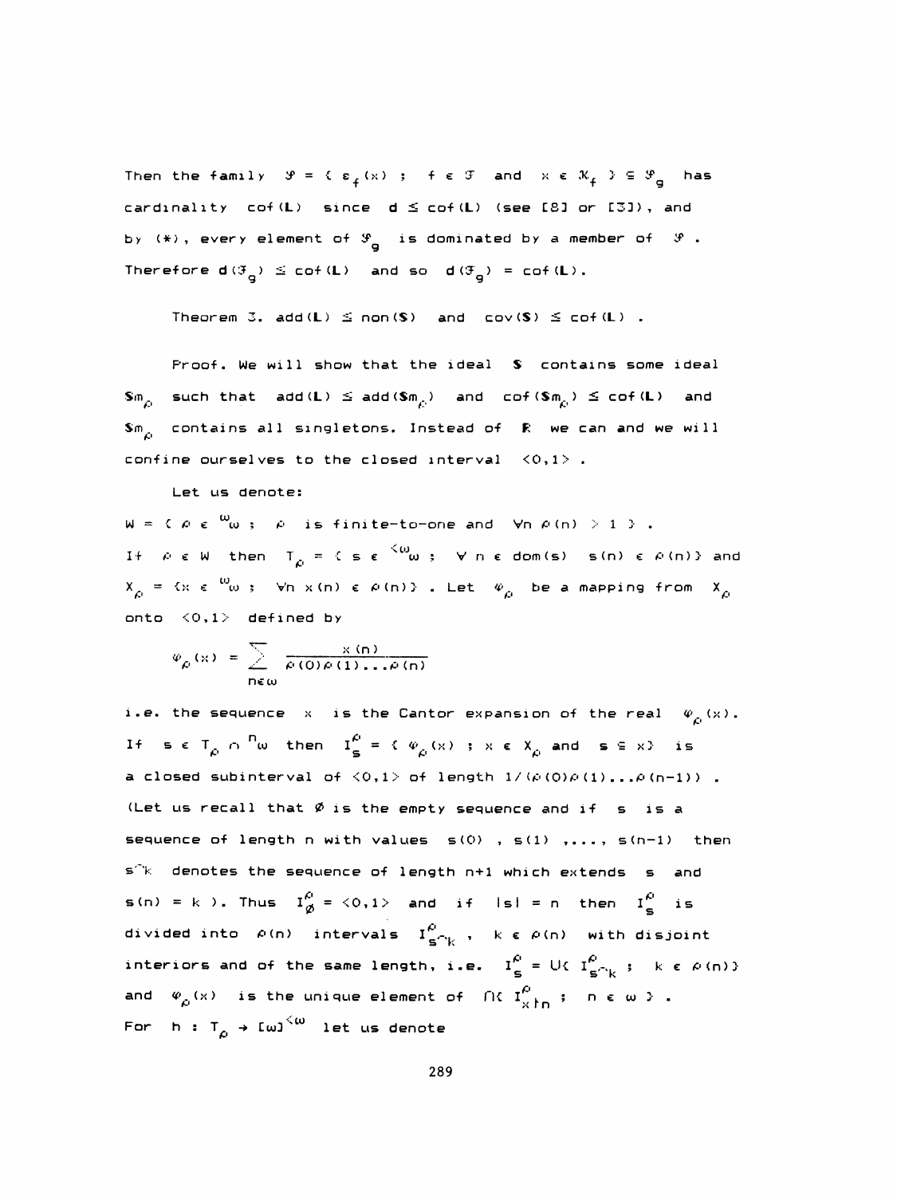Then the family $\mathcal{S} = \{ \varepsilon_f(x) ; f \in \mathcal{F} \text{ and } x \in \mathcal{K}_f \} \subseteq \mathcal{S}_g$ has cardinality $\mathrm{cof}(\mathbf{L})$ since $\mathbf{d} \le \mathrm{cof}(\mathbf{L})$ (see [8] or [3]), and by (*), every element of $\mathcal{S}_g$ is dominated by a member of $\mathcal{S}$. Therefore $\mathbf{d}(\mathcal{F}_g) \le \mathrm{cof}(\mathbf{L})$ and so $\mathbf{d}(\mathcal{F}_g) = \mathrm{cof}(\mathbf{L})$.

Theorem 3. $\mathrm{add}(\mathbf{L}) \le \mathrm{non}(\mathbf{S})$ and $\mathrm{cov}(\mathbf{S}) \le \mathrm{cof}(\mathbf{L})$ .

Proof. We will show that the ideal $\mathbf{S}$ contains some ideal $\mathbf{Sm}_\rho$ such that $\mathrm{add}(\mathbf{L}) \le \mathrm{add}(\mathbf{Sm}_\rho)$ and $\mathrm{cof}(\mathbf{Sm}_\rho) \le \mathrm{cof}(\mathbf{L})$ and $\mathbf{Sm}_\rho$ contains all singletons. Instead of $\mathbb{R}$ we can and we will confine ourselves to the closed interval $\langle 0,1 \rangle$ .

Let us denote:

$W = \{ \rho \in {}^\omega\omega ;\ \rho \text{ is finite-to-one and } \forall n\ \rho(n) > 1 \}$ .

If $\rho \in W$ then $T_\rho = \{ s \in {}^{<\omega}\omega ;\ \forall n \in \mathrm{dom}(s)\ s(n) \in \rho(n) \}$ and $X_\rho = \{ x \in {}^\omega\omega ;\ \forall n\ x(n) \in \rho(n) \}$ . Let $\varphi_\rho$ be a mapping from $X_\rho$ onto $\langle 0,1 \rangle$ defined by

$$\varphi_\rho(x) = \sum_{n \in \omega} \frac{x(n)}{\rho(0)\rho(1)\ldots\rho(n)}$$

i.e. the sequence $x$ is the Cantor expansion of the real $\varphi_\rho(x)$. If $s \in T_\rho \cap {}^n\omega$ then $I^\rho_s = \{ \varphi_\rho(x) ;\ x \in X_\rho \text{ and } s \subseteq x \}$ is a closed subinterval of $\langle 0,1 \rangle$ of length $1/(\rho(0)\rho(1)\ldots\rho(n-1))$ . (Let us recall that $\emptyset$ is the empty sequence and if $s$ is a sequence of length n with values $s(0)$ , $s(1)$ ,..., $s(n-1)$ then $s^\frown k$ denotes the sequence of length n+1 which extends $s$ and $s(n) = k$ ). Thus $I^\rho_\emptyset = \langle 0,1 \rangle$ and if $|s| = n$ then $I^\rho_s$ is divided into $\rho(n)$ intervals $I^\rho_{s^\frown k}$ , $k \in \rho(n)$ with disjoint interiors and of the same length, i.e. $I^\rho_s = \bigcup \{ I^\rho_{s^\frown k} ;\ k \in \rho(n) \}$ and $\varphi_\rho(x)$ is the unique element of $\bigcap \{ I^\rho_{x \restriction n} ;\ n \in \omega \}$ .

For $h : T_\rho \to [\omega]^{<\omega}$ let us denote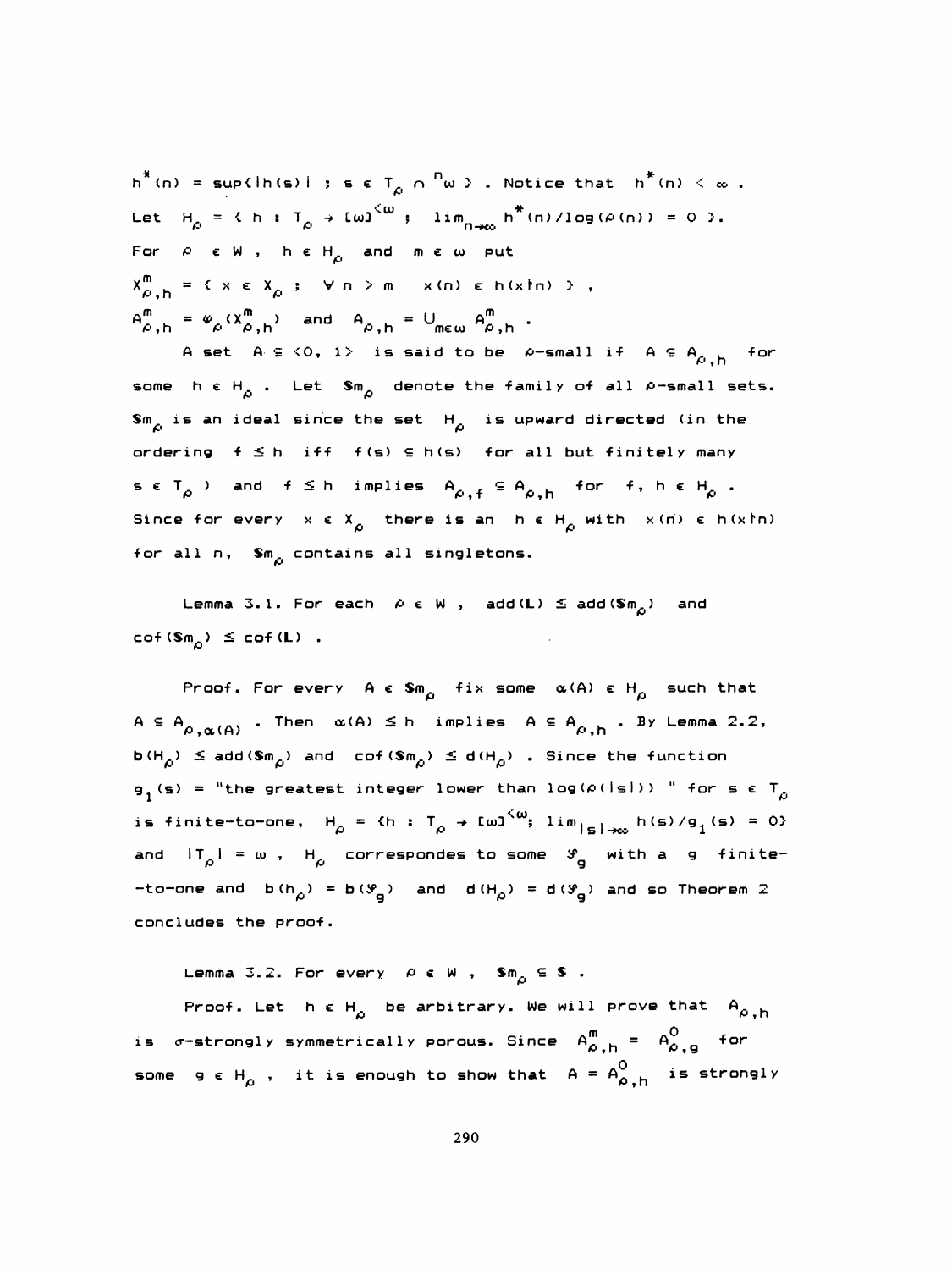$h^*(n) = \sup\{|h(s)| ; s \in T_\rho \cap {}^n\omega\}$ . Notice that $h^*(n) < \infty$ . Let $H_\rho = \{ h : T_\rho \to [\omega]^{<\omega} ; \lim_{n\to\infty} h^*(n)/\log(\rho(n)) = 0 \}$. For $\rho \in W$ , $h \in H_\rho$ and $m \in \omega$ put

$X^m_{\rho,h} = \{ x \in X_\rho ; \forall n > m \ \ x(n) \in h(x\restriction n) \}$ ,

$A^m_{\rho,h} = \varphi_\rho(X^m_{\rho,h})$ and $A_{\rho,h} = \bigcup_{m\in\omega} A^m_{\rho,h}$ .

A set $A \subseteq \langle 0, 1\rangle$ is said to be $\rho$-small if $A \subseteq A_{\rho,h}$ for some $h \in H_\rho$ . Let $\mathbf{Sm}_\rho$ denote the family of all $\rho$-small sets. $\mathbf{Sm}_\rho$ is an ideal since the set $H_\rho$ is upward directed (in the ordering $f \leq h$ iff $f(s) \subseteq h(s)$ for all but finitely many $s \in T_\rho$ ) and $f \leq h$ implies $A_{\rho,f} \subseteq A_{\rho,h}$ for $f, h \in H_\rho$ . Since for every $x \in X_\rho$ there is an $h \in H_\rho$ with $x(n) \in h(x\restriction n)$ for all $n$, $\mathbf{Sm}_\rho$ contains all singletons.

Lemma 3.1. For each $\rho \in W$ , $\mathrm{add}(\mathbf{L}) \leq \mathrm{add}(\mathbf{Sm}_\rho)$ and $\mathrm{cof}(\mathbf{Sm}_\rho) \leq \mathrm{cof}(\mathbf{L})$ .

Proof. For every $A \in \mathbf{Sm}_\rho$ fix some $\alpha(A) \in H_\rho$ such that $A \subseteq A_{\rho,\alpha(A)}$ . Then $\alpha(A) \leq h$ implies $A \subseteq A_{\rho,h}$ . By Lemma 2.2, $\mathbf{b}(H_\rho) \leq \mathrm{add}(\mathbf{Sm}_\rho)$ and $\mathrm{cof}(\mathbf{Sm}_\rho) \leq \mathbf{d}(H_\rho)$ . Since the function $g_1(s) =$ "the greatest integer lower than $\log(\rho(|s|))$ " for $s \in T_\rho$ is finite-to-one, $H_\rho = \{h : T_\rho \to [\omega]^{<\omega}; \lim_{|s|\to\infty} h(s)/g_1(s) = 0\}$ and $|T_\rho| = \omega$ , $H_\rho$ correspondes to some $\mathcal{S}_g$ with a $g$ finite--to-one and $\mathbf{b}(h_\rho) = \mathbf{b}(\mathcal{S}_g)$ and $\mathbf{d}(H_\rho) = \mathbf{d}(\mathcal{S}_g)$ and so Theorem 2 concludes the proof.

Lemma 3.2. For every $\rho \in W$ , $\mathbf{Sm}_\rho \subseteq \mathbf{S}$ .

Proof. Let $h \in H_\rho$ be arbitrary. We will prove that $A_{\rho,h}$ is $\sigma$-strongly symmetrically porous. Since $A^m_{\rho,h} = A^0_{\rho,g}$ for some $g \in H_\rho$ , it is enough to show that $A = A^0_{\rho,h}$ is strongly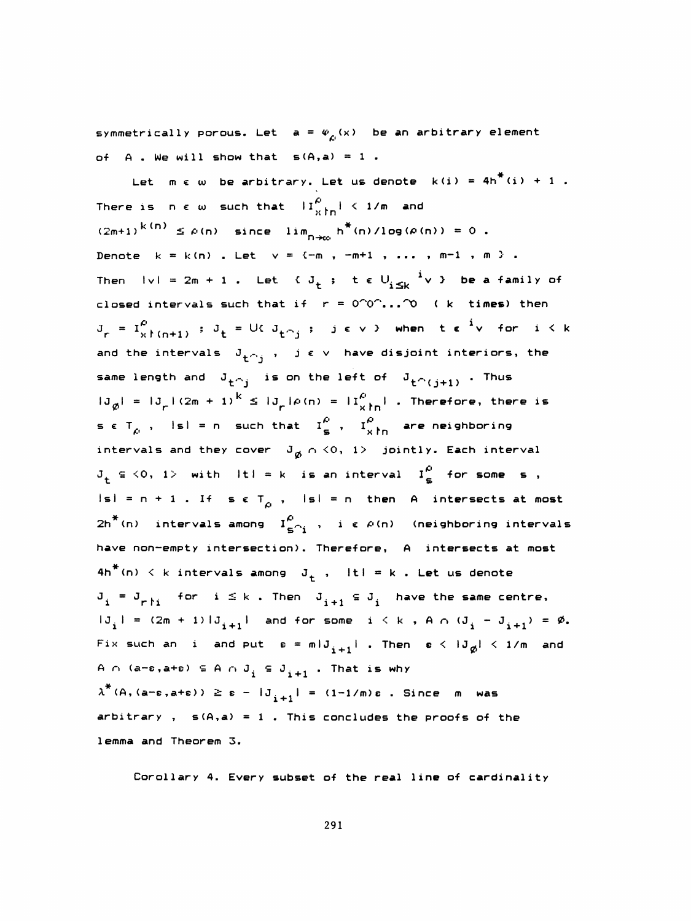symmetrically porous. Let $a = \varphi_\rho(x)$ be an arbitrary element of $A$. We will show that $s(A,a) = 1$.

Let $m \in \omega$ be arbitrary. Let us denote $k(i) = 4h^*(i) + 1$. There is $n \in \omega$ such that $|I^\rho_{x\restriction n}| < 1/m$ and $(2m+1)^{k(n)} \le \rho(n)$ since $\lim_{n\to\infty} h^*(n)/\log(\rho(n)) = 0$. Denote $k = k(n)$. Let $v = \{-m, -m+1, \dots, m-1, m\}$. Then $|v| = 2m+1$. Let $\{J_t ; t \in \bigcup_{i\le k} {}^i v\}$ be a family of closed intervals such that if $r = 0^\frown 0^\frown \dots ^\frown 0$ ($k$ times) then $J_r = I^\rho_{x\restriction(n+1)}$; $J_t = \bigcup\{J_{t^\frown j} ; j \in v\}$ when $t \in {}^i v$ for $i < k$ and the intervals $J_{t^\frown j}$, $j \in v$ have disjoint interiors, the same length and $J_{t^\frown j}$ is on the left of $J_{t^\frown (j+1)}$. Thus $|J_\emptyset| = |J_r|(2m+1)^k \le |J_r|\rho(n) = |I^\rho_{x\restriction n}|$. Therefore, there is $s \in T_\rho$, $|s| = n$ such that $I^\rho_s$, $I^\rho_{x\restriction n}$ are neighboring intervals and they cover $J_\emptyset \cap \langle 0,1\rangle$ jointly. Each interval $J_t \subseteq \langle 0,1\rangle$ with $|t| = k$ is an interval $I^\rho_s$ for some $s$, $|s| = n+1$. If $s \in T_\rho$, $|s| = n$ then $A$ intersects at most $2h^*(n)$ intervals among $I^\rho_{s^\frown i}$, $i \in \rho(n)$ (neighboring intervals have non-empty intersection). Therefore, $A$ intersects at most $4h^*(n) < k$ intervals among $J_t$, $|t| = k$. Let us denote $J_i = J_{r\restriction i}$ for $i \le k$. Then $J_{i+1} \subseteq J_i$ have the same centre, $|J_i| = (2m+1)|J_{i+1}|$ and for some $i < k$, $A \cap (J_i - J_{i+1}) = \emptyset$. Fix such an $i$ and put $\varepsilon = m|J_{i+1}|$. Then $\varepsilon < |J_\emptyset| < 1/m$ and $A \cap (a-\varepsilon, a+\varepsilon) \subseteq A \cap J_i \subseteq J_{i+1}$. That is why $\lambda^*(A,(a-\varepsilon,a+\varepsilon)) \ge \varepsilon - |J_{i+1}| = (1-1/m)\varepsilon$. Since $m$ was arbitrary, $s(A,a) = 1$. This concludes the proofs of the lemma and Theorem 3.

Corollary 4. Every subset of the real line of cardinality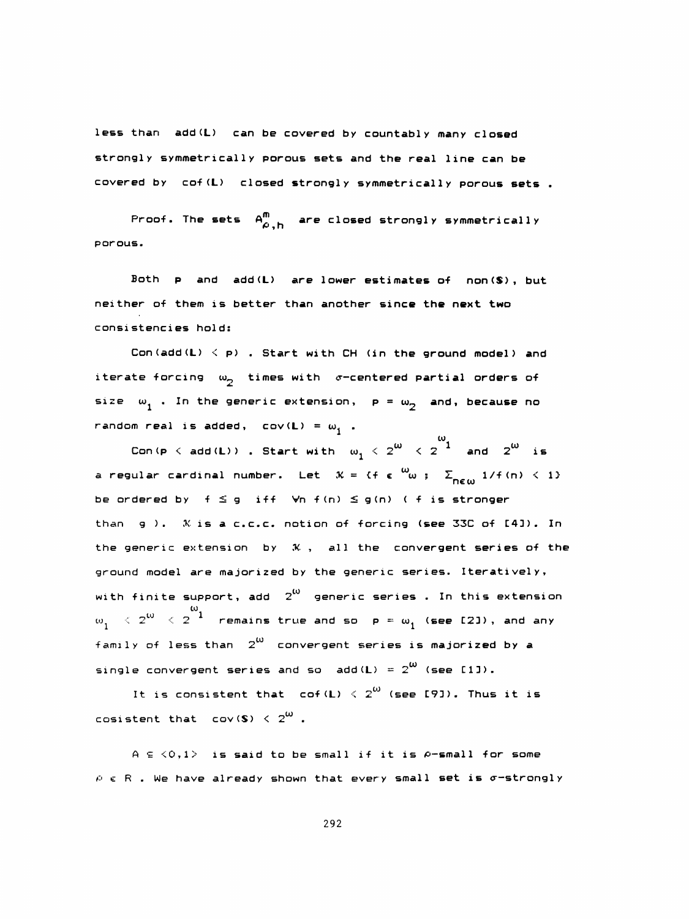less than $\text{add}(\mathbf{L})$ can be covered by countably many closed strongly symmetrically porous sets and the real line can be covered by $\text{cof}(\mathbf{L})$ closed strongly symmetrically porous sets .

Proof. The sets $A^m_{\rho,h}$ are closed strongly symmetrically porous.

Both $\mathbf{p}$ and $\text{add}(\mathbf{L})$ are lower estimates of $\text{non}(\mathbf{S})$, but neither of them is better than another since the next two consistencies hold:

$\text{Con}(\text{add}(\mathbf{L}) < \mathbf{p})$ . Start with CH (in the ground model) and iterate forcing $\omega_2$ times with $\sigma$-centered partial orders of size $\omega_1$ . In the generic extension, $\mathbf{p} = \omega_2$ and, because no random real is added, $\text{cov}(\mathbf{L}) = \omega_1$ .

$\text{Con}(\mathbf{p} < \text{add}(\mathbf{L}))$ . Start with $\omega_1 < 2^\omega < 2^{\omega_1}$ and $2^\omega$ is a regular cardinal number. Let $\mathcal{K} = \{f \in {}^\omega\omega \; ; \; \Sigma_{n\in\omega} 1/f(n) < 1\}$ be ordered by $f \le g$ iff $\forall n \; f(n) \le g(n)$ ( $f$ is stronger than $g$ ). $\mathcal{K}$ is a c.c.c. notion of forcing (see 33C of [4]). In the generic extension by $\mathcal{K}$ , all the convergent series of the ground model are majorized by the generic series. Iteratively, with finite support, add $2^\omega$ generic series . In this extension $\omega_1 < 2^\omega < 2^{\omega_1}$ remains true and so $\mathbf{p} = \omega_1$ (see [2]), and any family of less than $2^\omega$ convergent series is majorized by a single convergent series and so $\text{add}(\mathbf{L}) = 2^\omega$ (see [1]).

It is consistent that $\text{cof}(\mathbf{L}) < 2^\omega$ (see [9]). Thus it is cosistent that $\text{cov}(\mathbf{S}) < 2^\omega$ .

$A \subseteq \langle 0,1 \rangle$ is said to be small if it is $\rho$-small for some $\rho \in R$ . We have already shown that every small set is $\sigma$-strongly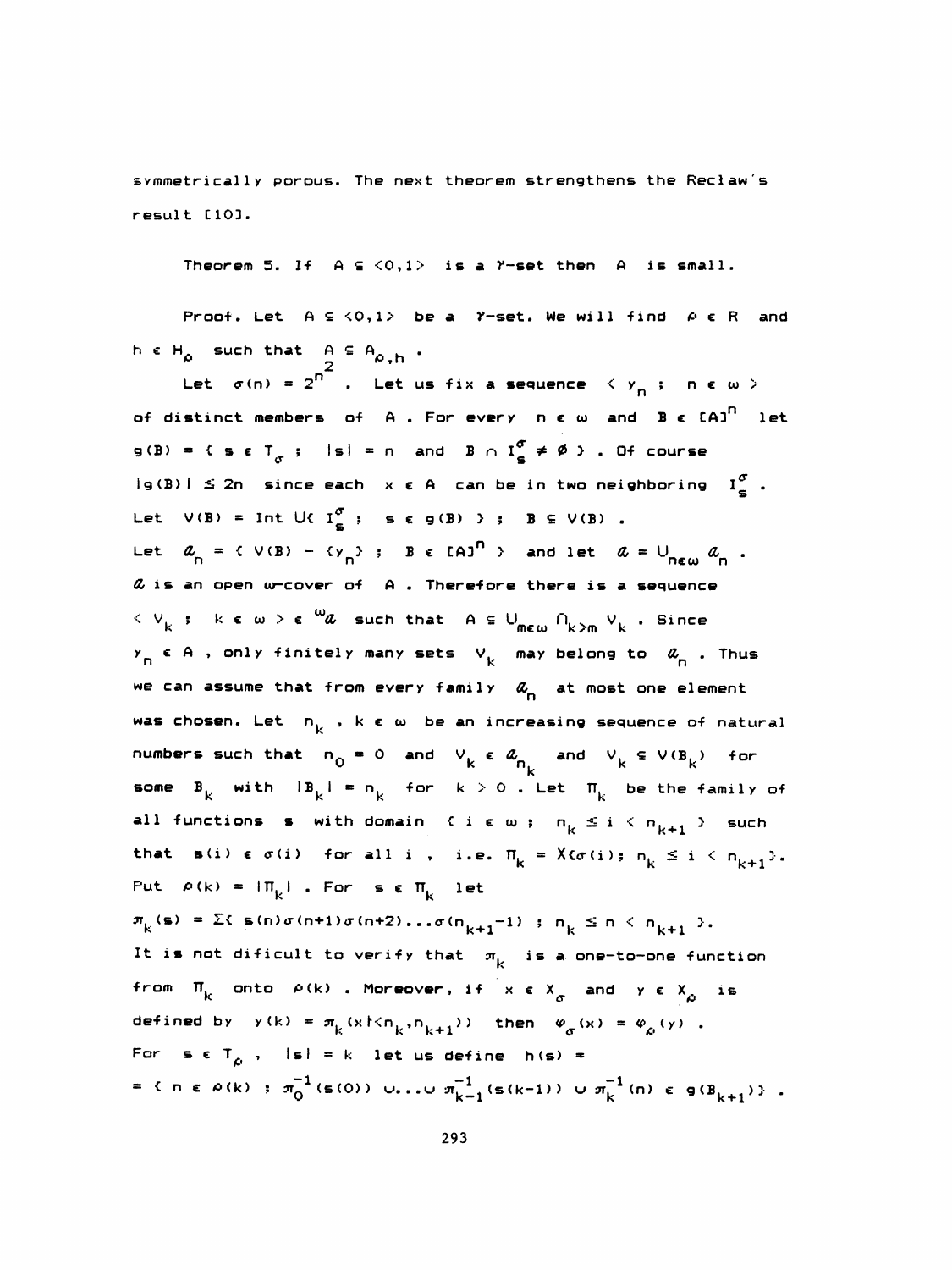symmetrically porous. The next theorem strengthens the Recław's result [10].

Theorem 5. If $A \subseteq \langle 0,1 \rangle$ is a $\gamma$-set then $A$ is small.

Proof. Let $A \subseteq \langle 0,1 \rangle$ be a $\gamma$-set. We will find $\rho \in R$ and $h \in H_\rho$ such that $A \subseteq A_{\rho,h}$.

Let $\sigma(n) = 2^{n^2}$. Let us fix a sequence $\langle y_n ; n \in \omega \rangle$ of distinct members of $A$. For every $n \in \omega$ and $B \in [A]^n$ let $g(B) = \{ s \in T_\sigma ; |s| = n$ and $B \cap I^\sigma_s \neq \emptyset \}$. Of course $|g(B)| \leq 2n$ since each $x \in A$ can be in two neighboring $I^\sigma_s$. Let $V(B) = \mathrm{Int} \bigcup \{ I^\sigma_s ; s \in g(B) \}$ ; $B \subseteq V(B)$.

Let $\mathcal{a}_n = \{ V(B) - \{y_n\} ; B \in [A]^n \}$ and let $\mathcal{a} = \bigcup_{n\in\omega} \mathcal{a}_n$. $\mathcal{a}$ is an open $\omega$-cover of $A$. Therefore there is a sequence $\langle V_k ; k \in \omega \rangle \in {}^\omega\mathcal{a}$ such that $A \subseteq \bigcup_{m\in\omega} \bigcap_{k>m} V_k$. Since $y_n \in A$, only finitely many sets $V_k$ may belong to $\mathcal{a}_n$. Thus we can assume that from every family $\mathcal{a}_n$ at most one element was chosen. Let $n_k$, $k \in \omega$ be an increasing sequence of natural numbers such that $n_0 = 0$ and $V_k \in \mathcal{a}_{n_k}$ and $V_k \subseteq V(B_k)$ for some $B_k$ with $|B_k| = n_k$ for $k > 0$. Let $\Pi_k$ be the family of all functions $s$ with domain $\{ i \in \omega ; n_k \leq i < n_{k+1} \}$ such that $s(i) \in \sigma(i)$ for all $i$, i.e. $\Pi_k = X\{\sigma(i) ; n_k \leq i < n_{k+1}\}$. Put $\rho(k) = |\Pi_k|$. For $s \in \Pi_k$ let

$\pi_k(s) = \Sigma\{ s(n)\sigma(n+1)\sigma(n+2)\ldots\sigma(n_{k+1}-1) ; n_k \leq n < n_{k+1} \}$.

It is not dificult to verify that $\pi_k$ is a one-to-one function from $\Pi_k$ onto $\rho(k)$. Moreover, if $x \in X_\sigma$ and $y \in X_\rho$ is defined by $y(k) = \pi_k(x \restriction \langle n_k, n_{k+1}))$ then $\varphi_\sigma(x) = \varphi_\rho(y)$.

For $s \in T_\rho$, $|s| = k$ let us define $h(s) =$
$= \{ n \in \rho(k) ; \pi_0^{-1}(s(0)) \cup \ldots \cup \pi_{k-1}^{-1}(s(k-1)) \cup \pi_k^{-1}(n) \in g(B_{k+1}) \}$.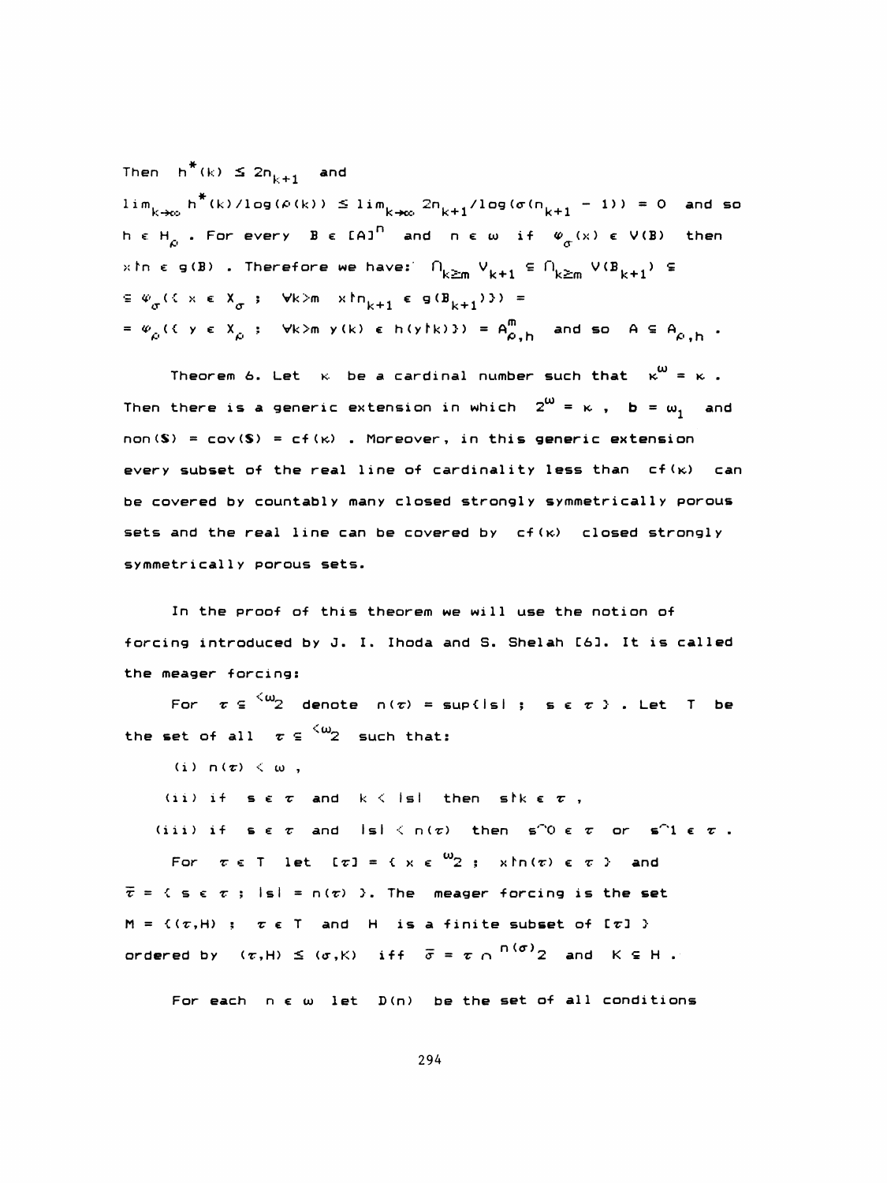Then $h^*(k) \le 2n_{k+1}$ and

$\lim_{k\to\infty} h^*(k)/\log(\rho(k)) \le \lim_{k\to\infty} 2n_{k+1}/\log(\sigma(n_{k+1}-1)) = 0$ and so $h \in H_\rho$. For every $B \in [A]^n$ and $n \in \omega$ if $\varphi_\sigma(x) \in V(B)$ then $x\restriction n \in g(B)$. Therefore we have: $\bigcap_{k\ge m} V_{k+1} \subseteq \bigcap_{k\ge m} V(B_{k+1}) \subseteq$ $\subseteq \varphi_\sigma(\{ x \in X_\sigma ;\ \forall k>m\ \ x\restriction n_{k+1} \in g(B_{k+1})\}) =$ $= \varphi_\rho(\{ y \in X_\rho ;\ \forall k>m\ y(k) \in h(y\restriction k)\}) = A^m_{\rho,h}$ and so $A \subseteq A_{\rho,h}$.

Theorem 6. Let $\kappa$ be a cardinal number such that $\kappa^\omega = \kappa$. Then there is a generic extension in which $2^\omega = \kappa$, $\mathbf{b} = \omega_1$ and $\mathrm{non}(\mathbf{S}) = \mathrm{cov}(\mathbf{S}) = \mathrm{cf}(\kappa)$. Moreover, in this generic extension every subset of the real line of cardinality less than $\mathrm{cf}(\kappa)$ can be covered by countably many closed strongly symmetrically porous sets and the real line can be covered by $\mathrm{cf}(\kappa)$ closed strongly symmetrically porous sets.

In the proof of this theorem we will use the notion of forcing introduced by J. I. Ihoda and S. Shelah [6]. It is called the meager forcing:

For $\tau \subseteq {}^{<\omega}2$ denote $n(\tau) = \sup\{|s| ;\ s \in \tau\}$. Let $T$ be the set of all $\tau \subseteq {}^{<\omega}2$ such that:

(i) $n(\tau) < \omega$,

(ii) if $s \in \tau$ and $k < |s|$ then $s\restriction k \in \tau$,

(iii) if $s \in \tau$ and $|s| < n(\tau)$ then $s^\frown 0 \in \tau$ or $s^\frown 1 \in \tau$.

For $\tau \in T$ let $[\tau] = \{ x \in {}^\omega 2 ;\ x\restriction n(\tau) \in \tau \}$ and $\bar\tau = \{ s \in \tau ;\ |s| = n(\tau) \}$. The meager forcing is the set $M = \{(\tau,H) ;\ \tau \in T$ and $H$ is a finite subset of $[\tau]\}$ ordered by $(\tau,H) \le (\sigma,K)$ iff $\bar\sigma = \tau \cap {}^{n(\sigma)}2$ and $K \subseteq H$.

For each $n \in \omega$ let $D(n)$ be the set of all conditions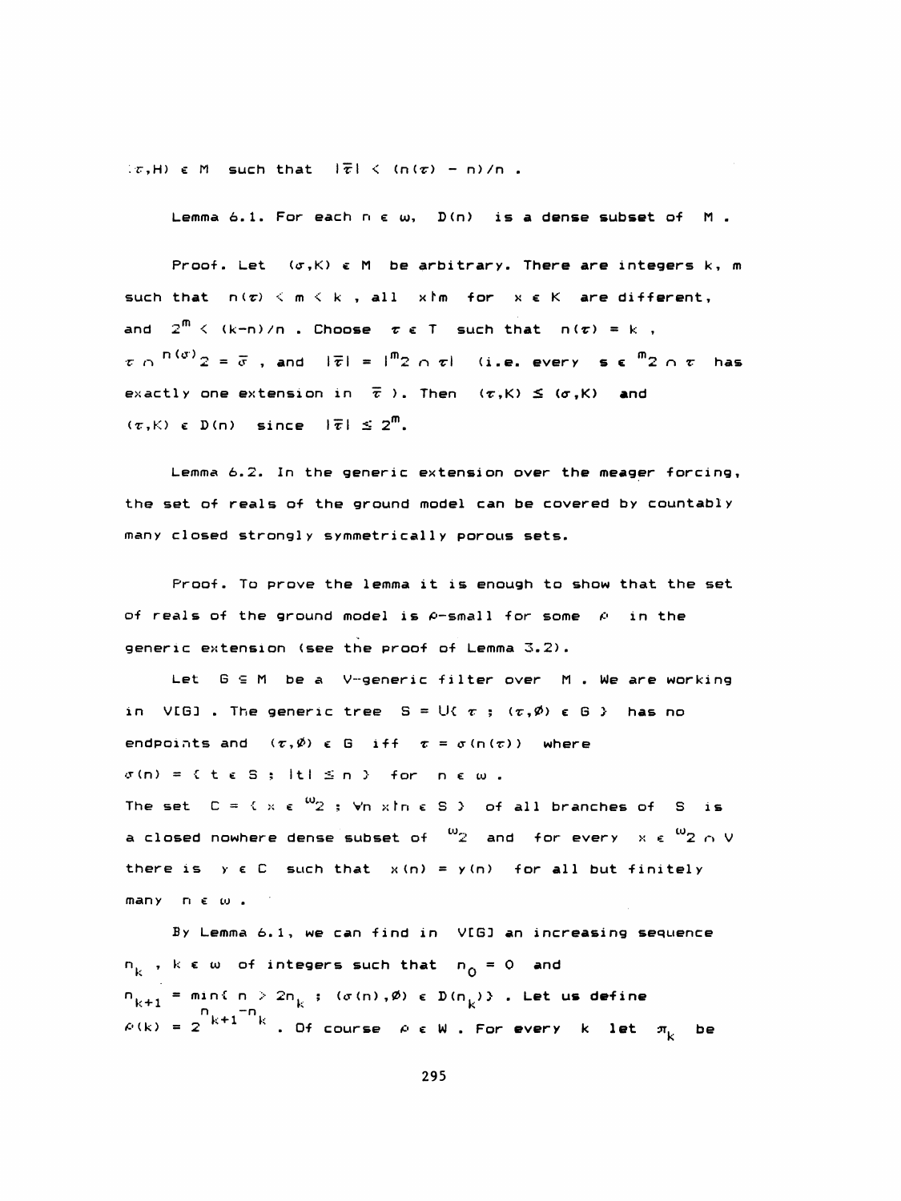$(\tau,H) \in M$ such that $|\bar{\tau}| < (n(\tau) - n)/n$ .

Lemma 6.1. For each $n \in \omega$, $D(n)$ is a dense subset of $M$ .

Proof. Let $(\sigma,K) \in M$ be arbitrary. There are integers $k$, $m$ such that $n(\tau) < m < k$ , all $x \restriction m$ for $x \in K$ are different, and $2^m < (k-n)/n$ . Choose $\tau \in T$ such that $n(\tau) = k$ , $\tau \cap {}^{n(\sigma)}2 = \bar{\sigma}$ , and $|\bar{\tau}| = |{}^m 2 \cap \tau|$ (i.e. every $s \in {}^m 2 \cap \tau$ has exactly one extension in $\bar{\tau}$ ). Then $(\tau,K) \le (\sigma,K)$ and $(\tau,K) \in D(n)$ since $|\bar{\tau}| \le 2^m$.

Lemma 6.2. In the generic extension over the meager forcing, the set of reals of the ground model can be covered by countably many closed strongly symmetrically porous sets.

Proof. To prove the lemma it is enough to show that the set of reals of the ground model is $\rho$-small for some $\rho$ in the generic extension (see the proof of Lemma 3.2).

Let $G \subseteq M$ be a $V$-generic filter over $M$ . We are working in $V[G]$ . The generic tree $S = \bigcup\{ \tau \ ; \ (\tau,\emptyset) \in G \}$ has no endpoints and $(\tau,\emptyset) \in G$ iff $\tau = \sigma(n(\tau))$ where $\sigma(n) = \{ t \in S \ ; \ |t| \le n \}$ for $n \in \omega$ .
The set $C = \{ x \in {}^\omega 2 \ ; \ \forall n \ x \restriction n \in S \}$ of all branches of $S$ is a closed nowhere dense subset of ${}^\omega 2$ and for every $x \in {}^\omega 2 \cap V$ there is $y \in C$ such that $x(n) = y(n)$ for all but finitely many $n \in \omega$ .

By Lemma 6.1, we can find in $V[G]$ an increasing sequence $n_k$ , $k \in \omega$ of integers such that $n_0 = 0$ and $n_{k+1} = \min\{ n > 2n_k \ ; \ (\sigma(n),\emptyset) \in D(n_k)\}$ . Let us define $\rho(k) = 2^{n_{k+1}-n_k}$ . Of course $\rho \in W$ . For every $k$ let $\pi_k$ be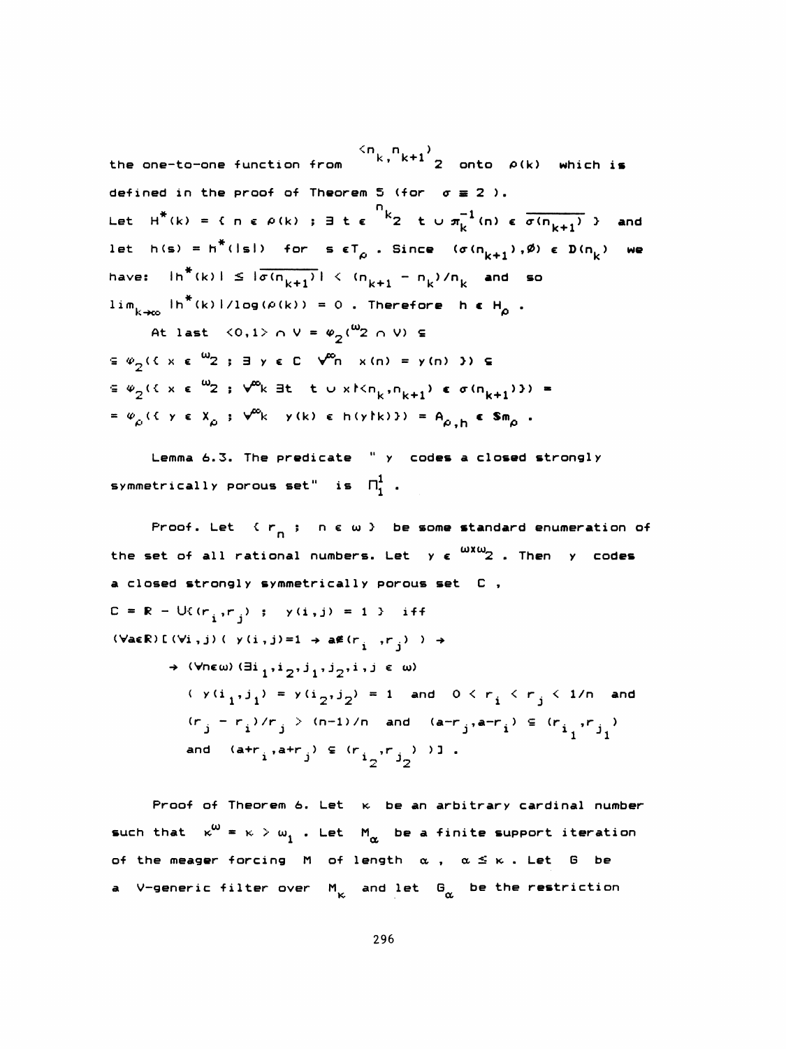the one-to-one function from ${}^{\langle n_k, n_{k+1})}2$ onto $\rho(k)$ which is defined in the proof of Theorem 5 (for $\sigma \equiv 2$ ).

Let $H^*(k) = \{ n \in \rho(k) ; \exists t \in {}^{n_k}2 \;\; t \cup \pi_k^{-1}(n) \in \overline{\sigma(n_{k+1})} \}$ and let $h(s) = h^*(|s|)$ for $s \in T_\rho$ . Since $(\sigma(n_{k+1}), \emptyset) \in \mathbf{D}(n_k)$ we have: $|h^*(k)| \le |\overline{\sigma(n_{k+1})}| < (n_{k+1} - n_k)/n_k$ and so $\lim_{k\to\infty} |h^*(k)|/\log(\rho(k)) = 0$ . Therefore $h \in H_\rho$ .

At last $\langle 0,1 \rangle \cap V = \varphi_2({}^{\omega}2 \cap V) \subseteq$

$\subseteq \varphi_2(\{ x \in {}^{\omega}2 ; \exists y \in C \;\; \forall^{\infty} n \;\; x(n) = y(n) \}) \subseteq$

$\subseteq \varphi_2(\{ x \in {}^{\omega}2 ; \forall^{\infty} k \; \exists t \;\; t \cup x \upharpoonright \langle n_k, n_{k+1}) \in \sigma(n_{k+1}) \}) =$

$= \varphi_\rho(\{ y \in X_\rho ; \forall^{\infty} k \;\; y(k) \in h(y \upharpoonright k) \}) = A_{\rho,h} \in \mathbf{Sm}_\rho$ .

Lemma 6.3. The predicate " $y$ codes a closed strongly symmetrically porous set" is $\Pi^1_1$ .

Proof. Let $\{ r_n ; n \in \omega \}$ be some standard enumeration of the set of all rational numbers. Let $y \in {}^{\omega\times\omega}2$ . Then $y$ codes a closed strongly symmetrically porous set $C$ ,

$C = \mathbb{R} - \bigcup\{ (r_i, r_j) ; y(i,j) = 1 \}$ iff

$(\forall a \in \mathbb{R}) [ (\forall i,j) ( y(i,j)=1 \to a \notin (r_i, r_j) ) \to$

$\to (\forall n \in \omega) (\exists i_1, i_2, j_1, j_2, i, j \in \omega)$

$( y(i_1,j_1) = y(i_2,j_2) = 1$ and $0 < r_i < r_j < 1/n$ and

$(r_j - r_i)/r_j > (n-1)/n$ and $(a-r_j, a-r_i) \subseteq (r_{i_1}, r_{j_1})$

and $(a+r_i, a+r_j) \subseteq (r_{i_2}, r_{j_2})$ ) ] .

Proof of Theorem 6. Let $\kappa$ be an arbitrary cardinal number such that $\kappa^\omega = \kappa > \omega_1$ . Let $M_\alpha$ be a finite support iteration of the meager forcing $M$ of length $\alpha$ , $\alpha \le \kappa$ . Let $G$ be a V-generic filter over $M_\kappa$ and let $G_\alpha$ be the restriction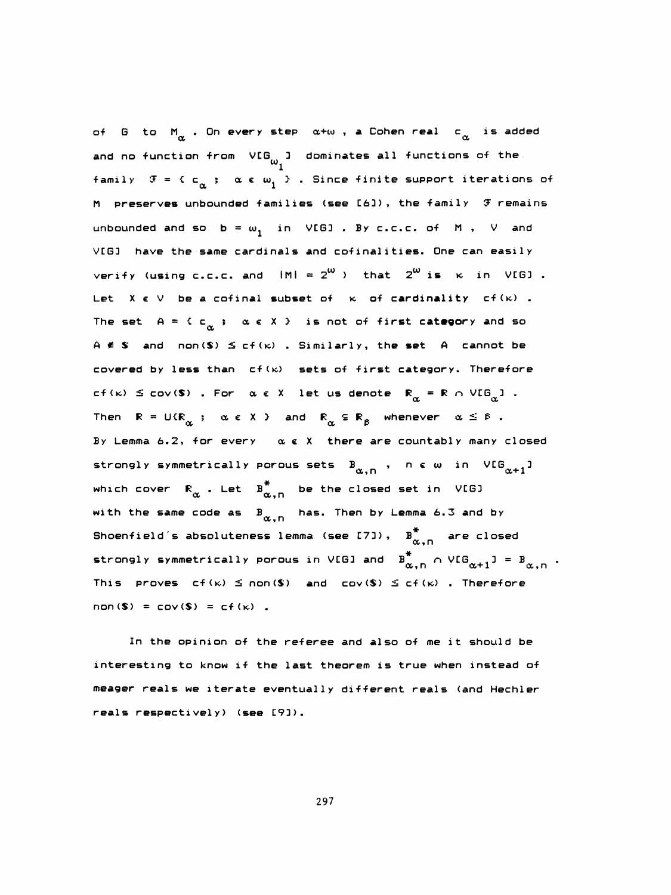of $G$ to $M_\alpha$ . On every step $\alpha+\omega$ , a Cohen real $c_\alpha$ is added and no function from $V[G_{\omega_1}]$ dominates all functions of the family $\mathcal{F} = \{ c_\alpha ; \alpha \in \omega_1 \}$ . Since finite support iterations of $M$ preserves unbounded families (see [6]), the family $\mathcal{F}$ remains unbounded and so $b = \omega_1$ in $V[G]$ . By c.c.c. of $M$ , $V$ and $V[G]$ have the same cardinals and cofinalities. One can easily verify (using c.c.c. and $|M| = 2^\omega$ ) that $2^\omega$ is $\kappa$ in $V[G]$ . Let $X \in V$ be a cofinal subset of $\kappa$ of cardinality $cf(\kappa)$ . The set $A = \{ c_\alpha ; \alpha \in X \}$ is not of first category and so $A \notin \mathbf{S}$ and $non(\mathbf{S}) \leq cf(\kappa)$ . Similarly, the set $A$ cannot be covered by less than $cf(\kappa)$ sets of first category. Therefore $cf(\kappa) \leq cov(\mathbf{S})$ . For $\alpha \in X$ let us denote $\mathbb{R}_\alpha = \mathbb{R} \cap V[G_\alpha]$ . Then $\mathbb{R} = \bigcup\{\mathbb{R}_\alpha ; \alpha \in X \}$ and $\mathbb{R}_\alpha \subseteq \mathbb{R}_\beta$ whenever $\alpha \leq \beta$ . By Lemma 6.2, for every $\alpha \in X$ there are countably many closed strongly symmetrically porous sets $B_{\alpha,n}$ , $n \in \omega$ in $V[G_{\alpha+1}]$ which cover $\mathbb{R}_\alpha$ . Let $B^*_{\alpha,n}$ be the closed set in $V[G]$ with the same code as $B_{\alpha,n}$ has. Then by Lemma 6.3 and by Shoenfield's absoluteness lemma (see [7]), $B^*_{\alpha,n}$ are closed strongly symmetrically porous in $V[G]$ and $B^*_{\alpha,n} \cap V[G_{\alpha+1}] = B_{\alpha,n}$ . This proves $cf(\kappa) \leq non(\mathbf{S})$ and $cov(\mathbf{S}) \leq cf(\kappa)$ . Therefore $non(\mathbf{S}) = cov(\mathbf{S}) = cf(\kappa)$ .

In the opinion of the referee and also of me it should be interesting to know if the last theorem is true when instead of meager reals we iterate eventually different reals (and Hechler reals respectively) (see [9]).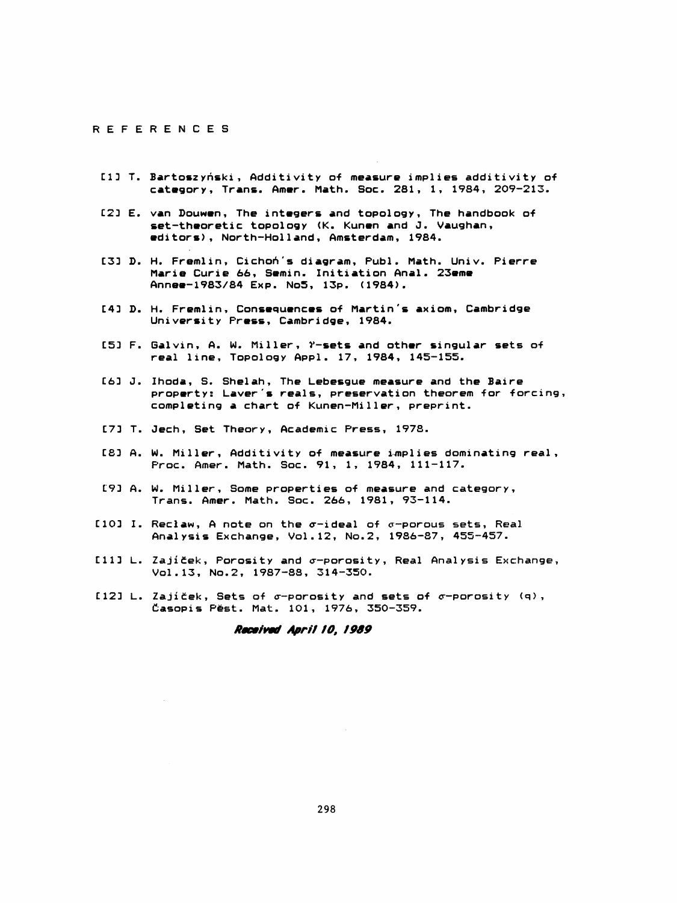## REFERENCES

[1] T. Bartoszyński, Additivity of measure implies additivity of category, Trans. Amer. Math. Soc. 281, 1, 1984, 209-213.

[2] E. van Douwen, The integers and topology, The handbook of set-theoretic topology (K. Kunen and J. Vaughan, editors), North-Holland, Amsterdam, 1984.

[3] D. H. Fremlin, Cichoń's diagram, Publ. Math. Univ. Pierre Marie Curie 66, Semin. Initiation Anal. 23eme Annee-1983/84 Exp. No5, 13p. (1984).

[4] D. H. Fremlin, Consequences of Martin's axiom, Cambridge University Press, Cambridge, 1984.

[5] F. Galvin, A. W. Miller, $\gamma$-sets and other singular sets of real line, Topology Appl. 17, 1984, 145-155.

[6] J. Ihoda, S. Shelah, The Lebesgue measure and the Baire property: Laver's reals, preservation theorem for forcing, completing a chart of Kunen-Miller, preprint.

[7] T. Jech, Set Theory, Academic Press, 1978.

[8] A. W. Miller, Additivity of measure implies dominating real, Proc. Amer. Math. Soc. 91, 1, 1984, 111-117.

[9] A. W. Miller, Some properties of measure and category, Trans. Amer. Math. Soc. 266, 1981, 93-114.

[10] I. Recław, A note on the $\sigma$-ideal of $\sigma$-porous sets, Real Analysis Exchange, Vol.12, No.2, 1986-87, 455-457.

[11] L. Zajíček, Porosity and $\sigma$-porosity, Real Analysis Exchange, Vol.13, No.2, 1987-88, 314-350.

[12] L. Zajíček, Sets of $\sigma$-porosity and sets of $\sigma$-porosity (q), Časopis Pěst. Mat. 101, 1976, 350-359.

***Received April 10, 1989***